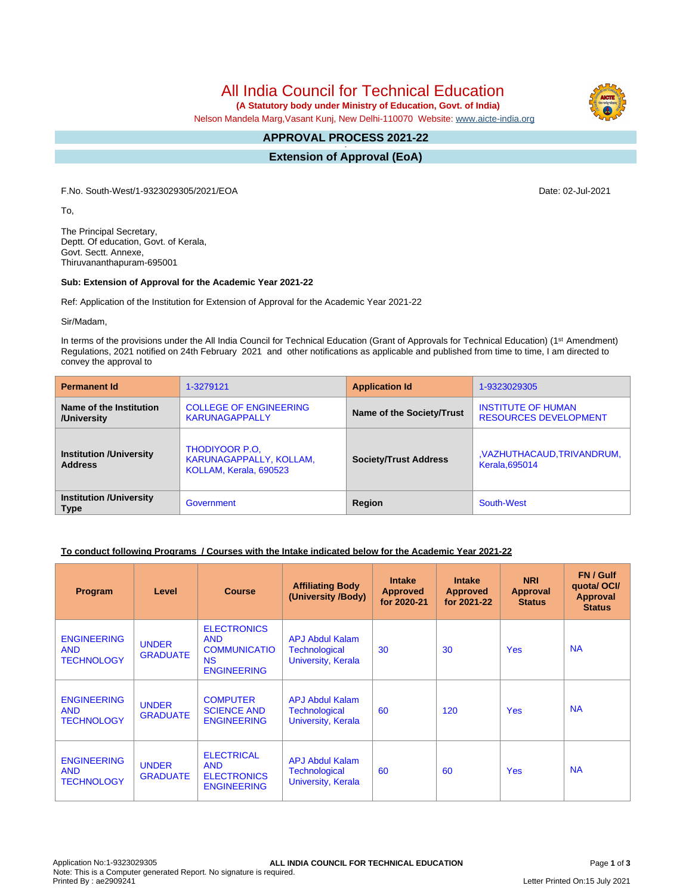# All India Council for Technical Education

**(A Statutory body under Ministry of Education, Govt. of India)**

Nelson Mandela Marg,Vasant Kunj, New Delhi-110070 Website: www.aicte-india.org

## APPROVAL PROCESS 2021-22

## Extension of Approval (EoA)

F.No. South-West/1-9323029305/2021/EOA Date: 02-Jul-2021

To,

The Principal Secretary,
Deptt. Of education, Govt. of Kerala,
Govt. Sectt. Annexe,
Thiruvananthapuram-695001

**Sub: Extension of Approval for the Academic Year 2021-22**

Ref: Application of the Institution for Extension of Approval for the Academic Year 2021-22

Sir/Madam,

In terms of the provisions under the All India Council for Technical Education (Grant of Approvals for Technical Education) (1st Amendment) Regulations, 2021 notified on 24th February 2021 and other notifications as applicable and published from time to time, I am directed to convey the approval to

| **Permanent Id** | 1-3279121 | **Application Id** | 1-9323029305 |
|---|---|---|---|
| **Name of the Institution /University** | COLLEGE OF ENGINEERING KARUNAGAPPALLY | **Name of the Society/Trust** | INSTITUTE OF HUMAN RESOURCES DEVELOPMENT |
| **Institution /University Address** | THODIYOOR P.O, KARUNAGAPPALLY, KOLLAM, KOLLAM, Kerala, 690523 | **Society/Trust Address** | ,VAZHUTHACAUD,TRIVANDRUM, Kerala,695014 |
| **Institution /University Type** | Government | **Region** | South-West |

**To conduct following Programs / Courses with the Intake indicated below for the Academic Year 2021-22**

| Program | Level | Course | Affiliating Body (University /Body) | Intake Approved for 2020-21 | Intake Approved for 2021-22 | NRI Approval Status | FN / Gulf quota/ OCI/ Approval Status |
|---|---|---|---|---|---|---|---|
| ENGINEERING AND TECHNOLOGY | UNDER GRADUATE | ELECTRONICS AND COMMUNICATIONS ENGINEERING | APJ Abdul Kalam Technological University, Kerala | 30 | 30 | Yes | NA |
| ENGINEERING AND TECHNOLOGY | UNDER GRADUATE | COMPUTER SCIENCE AND ENGINEERING | APJ Abdul Kalam Technological University, Kerala | 60 | 120 | Yes | NA |
| ENGINEERING AND TECHNOLOGY | UNDER GRADUATE | ELECTRICAL AND ELECTRONICS ENGINEERING | APJ Abdul Kalam Technological University, Kerala | 60 | 60 | Yes | NA |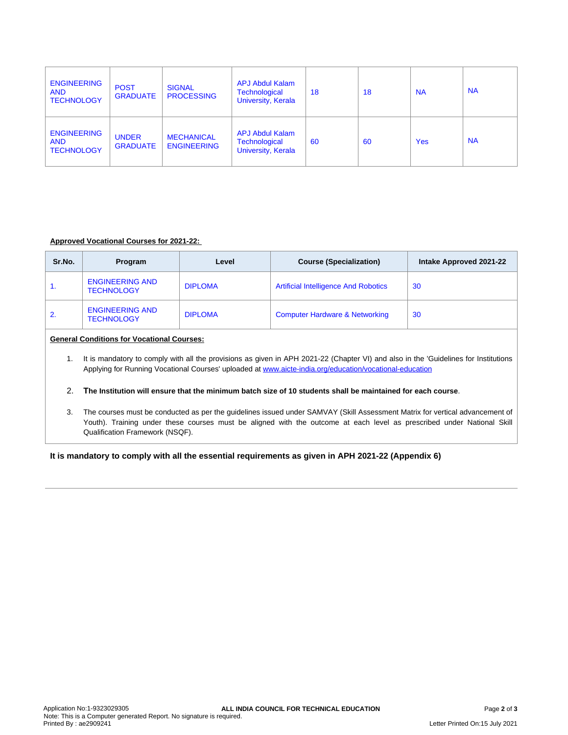| | | | | | | | |
|---|---|---|---|---|---|---|---|
| ENGINEERING AND TECHNOLOGY | POST GRADUATE | SIGNAL PROCESSING | APJ Abdul Kalam Technological University, Kerala | 18 | 18 | NA | NA |
| ENGINEERING AND TECHNOLOGY | UNDER GRADUATE | MECHANICAL ENGINEERING | APJ Abdul Kalam Technological University, Kerala | 60 | 60 | Yes | NA |

**Approved Vocational Courses for 2021-22:**

| Sr.No. | Program | Level | Course (Specialization) | Intake Approved 2021-22 |
|---|---|---|---|---|
| 1. | ENGINEERING AND TECHNOLOGY | DIPLOMA | Artificial Intelligence And Robotics | 30 |
| 2. | ENGINEERING AND TECHNOLOGY | DIPLOMA | Computer Hardware & Networking | 30 |

**General Conditions for Vocational Courses:**

1. It is mandatory to comply with all the provisions as given in APH 2021-22 (Chapter VI) and also in the 'Guidelines for Institutions Applying for Running Vocational Courses' uploaded at www.aicte-india.org/education/vocational-education
2. **The Institution will ensure that the minimum batch size of 10 students shall be maintained for each course**.
3. The courses must be conducted as per the guidelines issued under SAMVAY (Skill Assessment Matrix for vertical advancement of Youth). Training under these courses must be aligned with the outcome at each level as prescribed under National Skill Qualification Framework (NSQF).

**It is mandatory to comply with all the essential requirements as given in APH 2021-22 (Appendix 6)**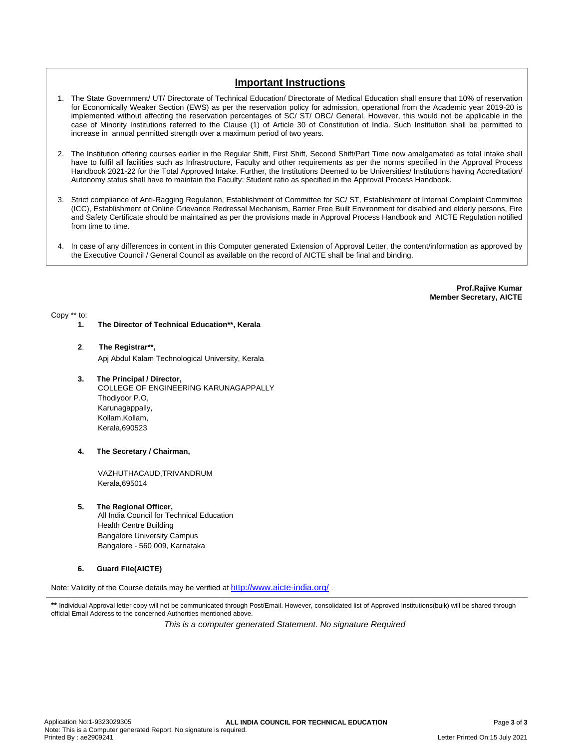## Important Instructions

1. The State Government/ UT/ Directorate of Technical Education/ Directorate of Medical Education shall ensure that 10% of reservation for Economically Weaker Section (EWS) as per the reservation policy for admission, operational from the Academic year 2019-20 is implemented without affecting the reservation percentages of SC/ ST/ OBC/ General. However, this would not be applicable in the case of Minority Institutions referred to the Clause (1) of Article 30 of Constitution of India. Such Institution shall be permitted to increase in annual permitted strength over a maximum period of two years.

2. The Institution offering courses earlier in the Regular Shift, First Shift, Second Shift/Part Time now amalgamated as total intake shall have to fulfil all facilities such as Infrastructure, Faculty and other requirements as per the norms specified in the Approval Process Handbook 2021-22 for the Total Approved Intake. Further, the Institutions Deemed to be Universities/ Institutions having Accreditation/ Autonomy status shall have to maintain the Faculty: Student ratio as specified in the Approval Process Handbook.

3. Strict compliance of Anti-Ragging Regulation, Establishment of Committee for SC/ ST, Establishment of Internal Complaint Committee (ICC), Establishment of Online Grievance Redressal Mechanism, Barrier Free Built Environment for disabled and elderly persons, Fire and Safety Certificate should be maintained as per the provisions made in Approval Process Handbook and AICTE Regulation notified from time to time.

4. In case of any differences in content in this Computer generated Extension of Approval Letter, the content/information as approved by the Executive Council / General Council as available on the record of AICTE shall be final and binding.

**Prof.Rajive Kumar**
**Member Secretary, AICTE**

Copy ** to:

1. **The Director of Technical Education**, Kerala**

2. **The Registrar**,**
   Apj Abdul Kalam Technological University, Kerala

3. **The Principal / Director,**
   COLLEGE OF ENGINEERING KARUNAGAPPALLY
   Thodiyoor P.O,
   Karunagappally,
   Kollam,Kollam,
   Kerala,690523

4. **The Secretary / Chairman,**

   VAZHUTHACAUD,TRIVANDRUM
   Kerala,695014

5. **The Regional Officer,**
   All India Council for Technical Education
   Health Centre Building
   Bangalore University Campus
   Bangalore - 560 009, Karnataka

6. **Guard File(AICTE)**

Note: Validity of the Course details may be verified at http://www.aicte-india.org/ .

**\*\*** Individual Approval letter copy will not be communicated through Post/Email. However, consolidated list of Approved Institutions(bulk) will be shared through official Email Address to the concerned Authorities mentioned above.

*This is a computer generated Statement. No signature Required*

Application No:1-9323029305
Note: This is a Computer generated Report. No signature is required.
Printed By : ae2909241
Letter Printed On:15 July 2021